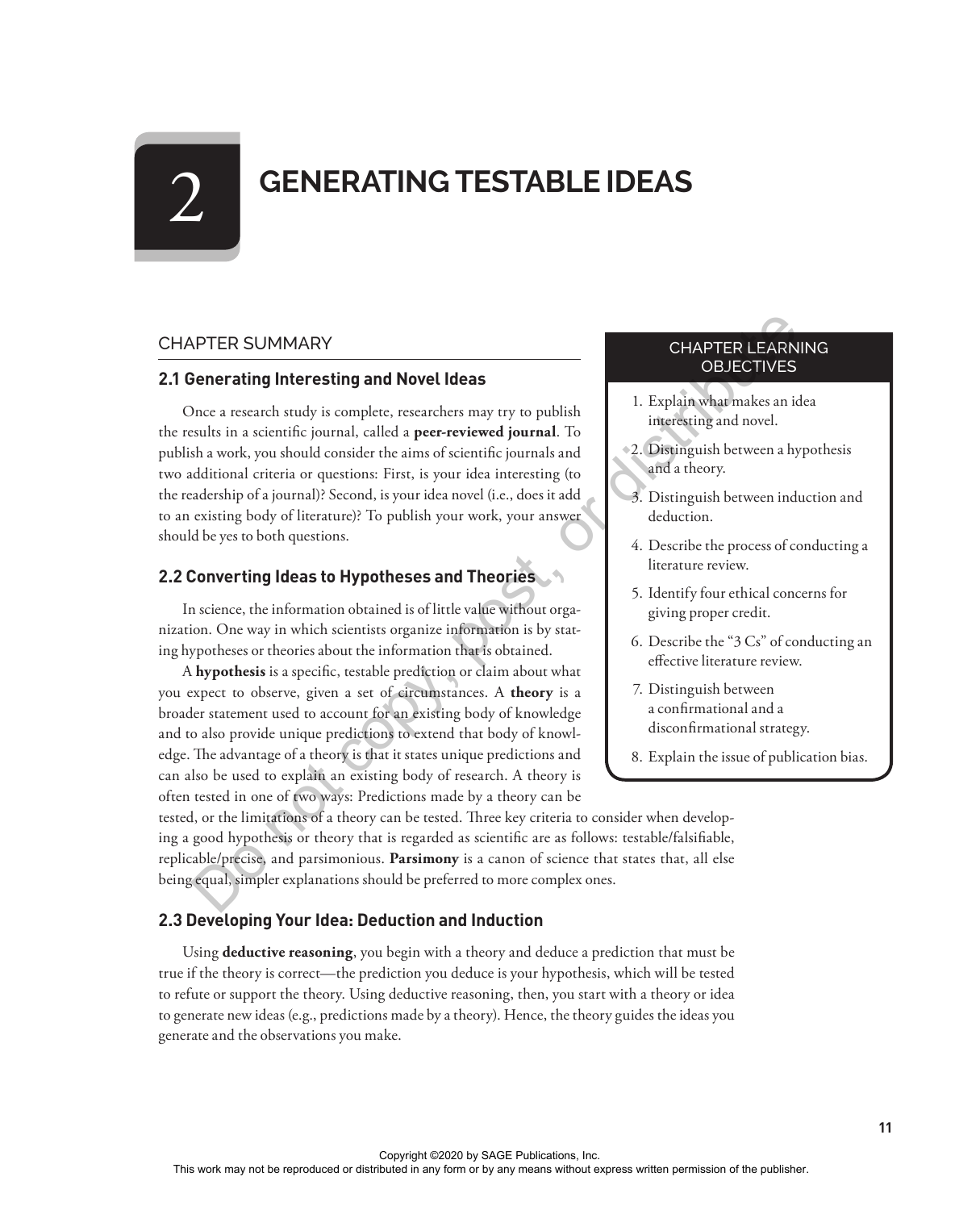# 2 GENERATING TESTABLE IDEAS

## CHAPTER SUMMARY

### 2.1 Generating Interesting and Novel Ideas

Once a research study is complete, researchers may try to publish the results in a scientific journal, called a **peer-reviewed journal**. To publish a work, you should consider the aims of scientific journals and two additional criteria or questions: First, is your idea interesting (to the readership of a journal)? Second, is your idea novel (i.e., does it add to an existing body of literature)? To publish your work, your answer should be yes to both questions.

### 2.2 Converting Ideas to Hypotheses and Theories

In science, the information obtained is of little value without organization. One way in which scientists organize information is by stating hypotheses or theories about the information that is obtained.

A **hypothesis** is a specific, testable prediction or claim about what you expect to observe, given a set of circumstances. A **theory** is a broader statement used to account for an existing body of knowledge and to also provide unique predictions to extend that body of knowledge. The advantage of a theory is that it states unique predictions and can also be used to explain an existing body of research. A theory is often tested in one of two ways: Predictions made by a theory can be tested, or the limitations of a theory can be tested. Three key criteria to consider when developing a good hypothesis or theory that is regarded as scientific are as follows: testable/falsifiable, replicable/precise, and parsimonious. **Parsimony** is a canon of science that states that, all else being equal, simpler explanations should be preferred to more complex ones.

### 2.3 Developing Your Idea: Deduction and Induction

Using **deductive reasoning**, you begin with a theory and deduce a prediction that must be true if the theory is correct—the prediction you deduce is your hypothesis, which will be tested to refute or support the theory. Using deductive reasoning, then, you start with a theory or idea to generate new ideas (e.g., predictions made by a theory). Hence, the theory guides the ideas you generate and the observations you make.

## CHAPTER LEARNING OBJECTIVES

1. Explain what makes an idea interesting and novel.
2. Distinguish between a hypothesis and a theory.
3. Distinguish between induction and deduction.
4. Describe the process of conducting a literature review.
5. Identify four ethical concerns for giving proper credit.
6. Describe the "3 Cs" of conducting an effective literature review.
7. Distinguish between a confirmational and a disconfirmational strategy.
8. Explain the issue of publication bias.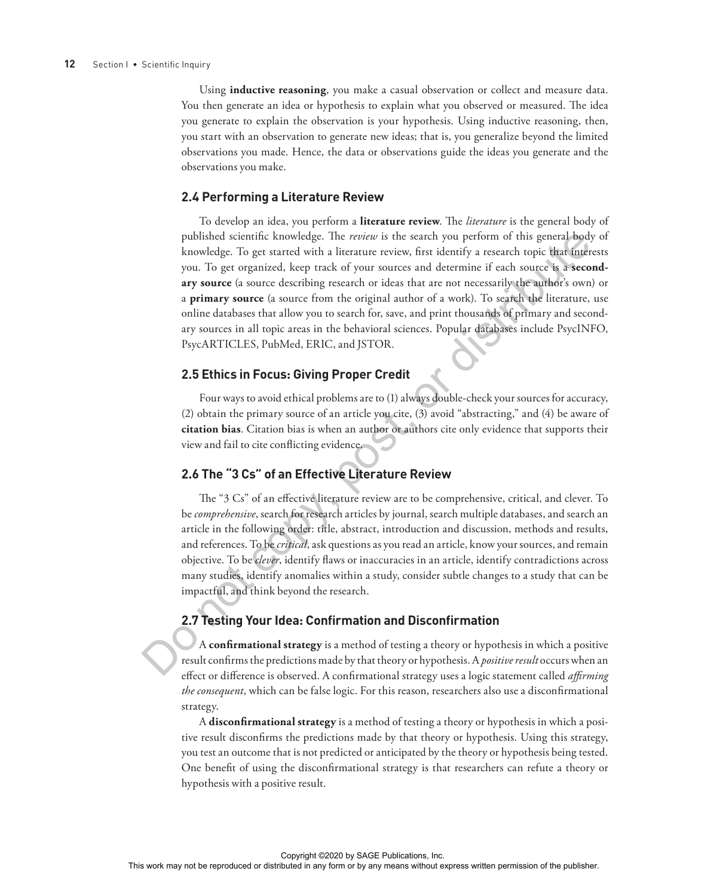Using **inductive reasoning**, you make a casual observation or collect and measure data. You then generate an idea or hypothesis to explain what you observed or measured. The idea you generate to explain the observation is your hypothesis. Using inductive reasoning, then, you start with an observation to generate new ideas; that is, you generalize beyond the limited observations you made. Hence, the data or observations guide the ideas you generate and the observations you make.

## 2.4 Performing a Literature Review

To develop an idea, you perform a **literature review**. The *literature* is the general body of published scientific knowledge. The *review* is the search you perform of this general body of knowledge. To get started with a literature review, first identify a research topic that interests you. To get organized, keep track of your sources and determine if each source is a **secondary source** (a source describing research or ideas that are not necessarily the author's own) or a **primary source** (a source from the original author of a work). To search the literature, use online databases that allow you to search for, save, and print thousands of primary and secondary sources in all topic areas in the behavioral sciences. Popular databases include PsycINFO, PsycARTICLES, PubMed, ERIC, and JSTOR.

## 2.5 Ethics in Focus: Giving Proper Credit

Four ways to avoid ethical problems are to (1) always double-check your sources for accuracy, (2) obtain the primary source of an article you cite, (3) avoid "abstracting," and (4) be aware of **citation bias**. Citation bias is when an author or authors cite only evidence that supports their view and fail to cite conflicting evidence.

## 2.6 The "3 Cs" of an Effective Literature Review

The "3 Cs" of an effective literature review are to be comprehensive, critical, and clever. To be *comprehensive*, search for research articles by journal, search multiple databases, and search an article in the following order: title, abstract, introduction and discussion, methods and results, and references. To be *critical*, ask questions as you read an article, know your sources, and remain objective. To be *clever*, identify flaws or inaccuracies in an article, identify contradictions across many studies, identify anomalies within a study, consider subtle changes to a study that can be impactful, and think beyond the research.

## 2.7 Testing Your Idea: Confirmation and Disconfirmation

A **confirmational strategy** is a method of testing a theory or hypothesis in which a positive result confirms the predictions made by that theory or hypothesis. A *positive result* occurs when an effect or difference is observed. A confirmational strategy uses a logic statement called *affirming the consequent*, which can be false logic. For this reason, researchers also use a disconfirmational strategy.

A **disconfirmational strategy** is a method of testing a theory or hypothesis in which a positive result disconfirms the predictions made by that theory or hypothesis. Using this strategy, you test an outcome that is not predicted or anticipated by the theory or hypothesis being tested. One benefit of using the disconfirmational strategy is that researchers can refute a theory or hypothesis with a positive result.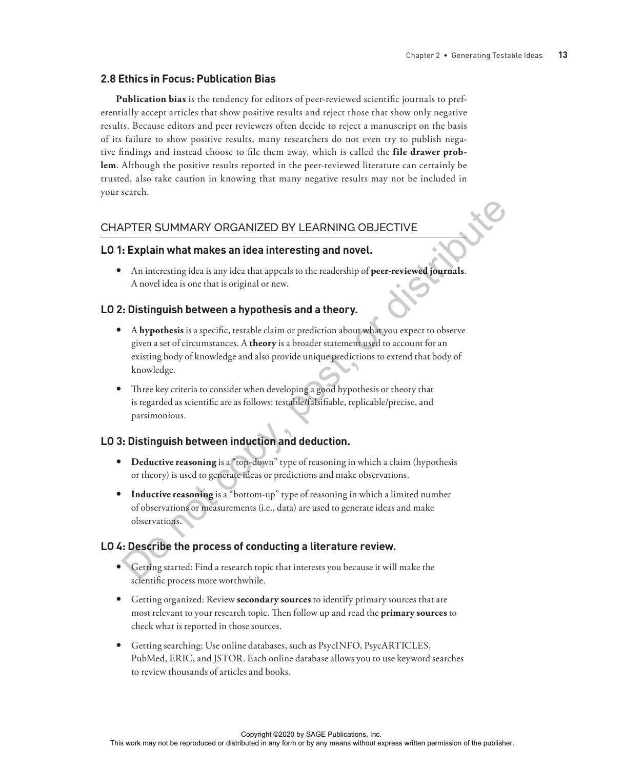## 2.8 Ethics in Focus: Publication Bias

**Publication bias** is the tendency for editors of peer-reviewed scientific journals to preferentially accept articles that show positive results and reject those that show only negative results. Because editors and peer reviewers often decide to reject a manuscript on the basis of its failure to show positive results, many researchers do not even try to publish negative findings and instead choose to file them away, which is called the **file drawer problem**. Although the positive results reported in the peer-reviewed literature can certainly be trusted, also take caution in knowing that many negative results may not be included in your search.

## CHAPTER SUMMARY ORGANIZED BY LEARNING OBJECTIVE

### LO 1: Explain what makes an idea interesting and novel.

- An interesting idea is any idea that appeals to the readership of **peer-reviewed journals**. A novel idea is one that is original or new.

### LO 2: Distinguish between a hypothesis and a theory.

- A **hypothesis** is a specific, testable claim or prediction about what you expect to observe given a set of circumstances. A **theory** is a broader statement used to account for an existing body of knowledge and also provide unique predictions to extend that body of knowledge.
- Three key criteria to consider when developing a good hypothesis or theory that is regarded as scientific are as follows: testable/falsifiable, replicable/precise, and parsimonious.

### LO 3: Distinguish between induction and deduction.

- **Deductive reasoning** is a "top-down" type of reasoning in which a claim (hypothesis or theory) is used to generate ideas or predictions and make observations.
- **Inductive reasoning** is a "bottom-up" type of reasoning in which a limited number of observations or measurements (i.e., data) are used to generate ideas and make observations.

### LO 4: Describe the process of conducting a literature review.

- Getting started: Find a research topic that interests you because it will make the scientific process more worthwhile.
- Getting organized: Review **secondary sources** to identify primary sources that are most relevant to your research topic. Then follow up and read the **primary sources** to check what is reported in those sources.
- Getting searching: Use online databases, such as PsycINFO, PsycARTICLES, PubMed, ERIC, and JSTOR. Each online database allows you to use keyword searches to review thousands of articles and books.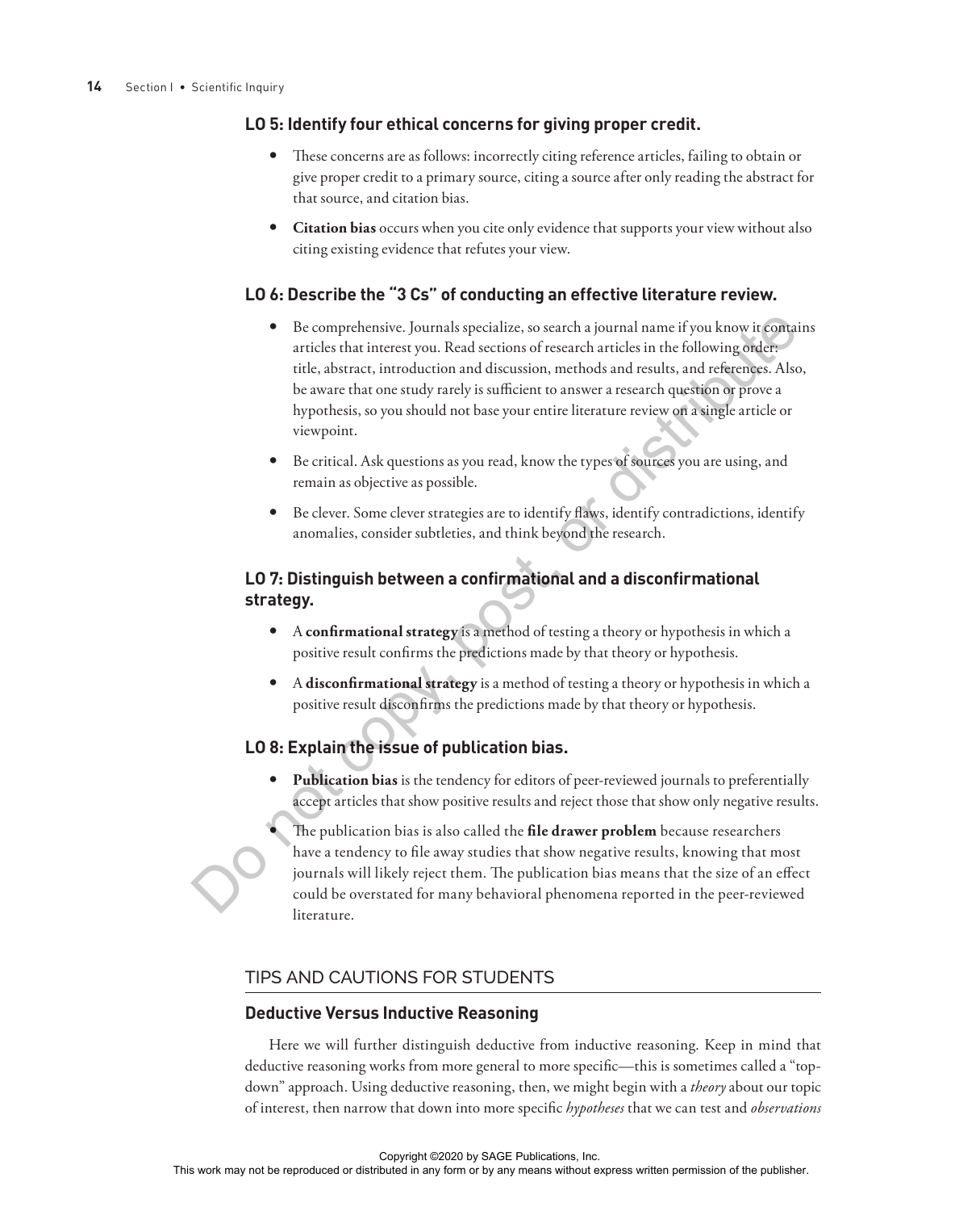### LO 5: Identify four ethical concerns for giving proper credit.

- These concerns are as follows: incorrectly citing reference articles, failing to obtain or give proper credit to a primary source, citing a source after only reading the abstract for that source, and citation bias.
- **Citation bias** occurs when you cite only evidence that supports your view without also citing existing evidence that refutes your view.

### LO 6: Describe the "3 Cs" of conducting an effective literature review.

- Be comprehensive. Journals specialize, so search a journal name if you know it contains articles that interest you. Read sections of research articles in the following order: title, abstract, introduction and discussion, methods and results, and references. Also, be aware that one study rarely is sufficient to answer a research question or prove a hypothesis, so you should not base your entire literature review on a single article or viewpoint.
- Be critical. Ask questions as you read, know the types of sources you are using, and remain as objective as possible.
- Be clever. Some clever strategies are to identify flaws, identify contradictions, identify anomalies, consider subtleties, and think beyond the research.

### LO 7: Distinguish between a confirmational and a disconfirmational strategy.

- A **confirmational strategy** is a method of testing a theory or hypothesis in which a positive result confirms the predictions made by that theory or hypothesis.
- A **disconfirmational strategy** is a method of testing a theory or hypothesis in which a positive result disconfirms the predictions made by that theory or hypothesis.

### LO 8: Explain the issue of publication bias.

- **Publication bias** is the tendency for editors of peer-reviewed journals to preferentially accept articles that show positive results and reject those that show only negative results.
- The publication bias is also called the **file drawer problem** because researchers have a tendency to file away studies that show negative results, knowing that most journals will likely reject them. The publication bias means that the size of an effect could be overstated for many behavioral phenomena reported in the peer-reviewed literature.

## TIPS AND CAUTIONS FOR STUDENTS

### Deductive Versus Inductive Reasoning

Here we will further distinguish deductive from inductive reasoning. Keep in mind that deductive reasoning works from more general to more specific—this is sometimes called a "top-down" approach. Using deductive reasoning, then, we might begin with a *theory* about our topic of interest, then narrow that down into more specific *hypotheses* that we can test and *observations*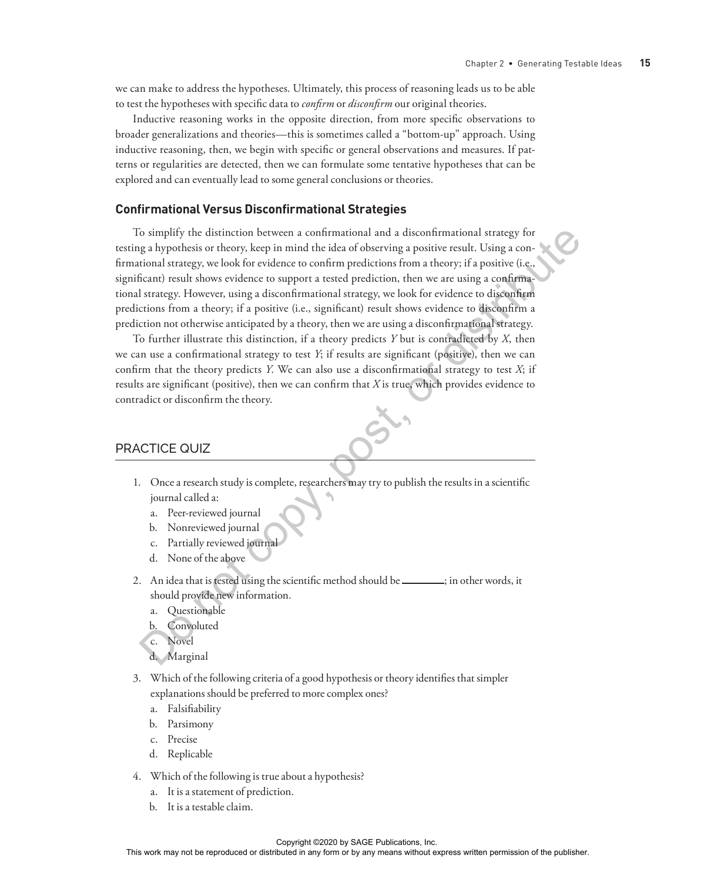we can make to address the hypotheses. Ultimately, this process of reasoning leads us to be able to test the hypotheses with specific data to *confirm* or *disconfirm* our original theories.

Inductive reasoning works in the opposite direction, from more specific observations to broader generalizations and theories—this is sometimes called a "bottom-up" approach. Using inductive reasoning, then, we begin with specific or general observations and measures. If patterns or regularities are detected, then we can formulate some tentative hypotheses that can be explored and can eventually lead to some general conclusions or theories.

### Confirmational Versus Disconfirmational Strategies

To simplify the distinction between a confirmational and a disconfirmational strategy for testing a hypothesis or theory, keep in mind the idea of observing a positive result. Using a confirmational strategy, we look for evidence to confirm predictions from a theory; if a positive (i.e., significant) result shows evidence to support a tested prediction, then we are using a confirmational strategy. However, using a disconfirmational strategy, we look for evidence to disconfirm predictions from a theory; if a positive (i.e., significant) result shows evidence to disconfirm a prediction not otherwise anticipated by a theory, then we are using a disconfirmational strategy.

To further illustrate this distinction, if a theory predicts *Y* but is contradicted by *X*, then we can use a confirmational strategy to test *Y*; if results are significant (positive), then we can confirm that the theory predicts *Y*. We can also use a disconfirmational strategy to test *X*; if results are significant (positive), then we can confirm that *X* is true, which provides evidence to contradict or disconfirm the theory.

## PRACTICE QUIZ

1. Once a research study is complete, researchers may try to publish the results in a scientific journal called a:
   a. Peer-reviewed journal
   b. Nonreviewed journal
   c. Partially reviewed journal
   d. None of the above
2. An idea that is tested using the scientific method should be ________; in other words, it should provide new information.
   a. Questionable
   b. Convoluted
   c. Novel
   d. Marginal
3. Which of the following criteria of a good hypothesis or theory identifies that simpler explanations should be preferred to more complex ones?
   a. Falsifiability
   b. Parsimony
   c. Precise
   d. Replicable
4. Which of the following is true about a hypothesis?
   a. It is a statement of prediction.
   b. It is a testable claim.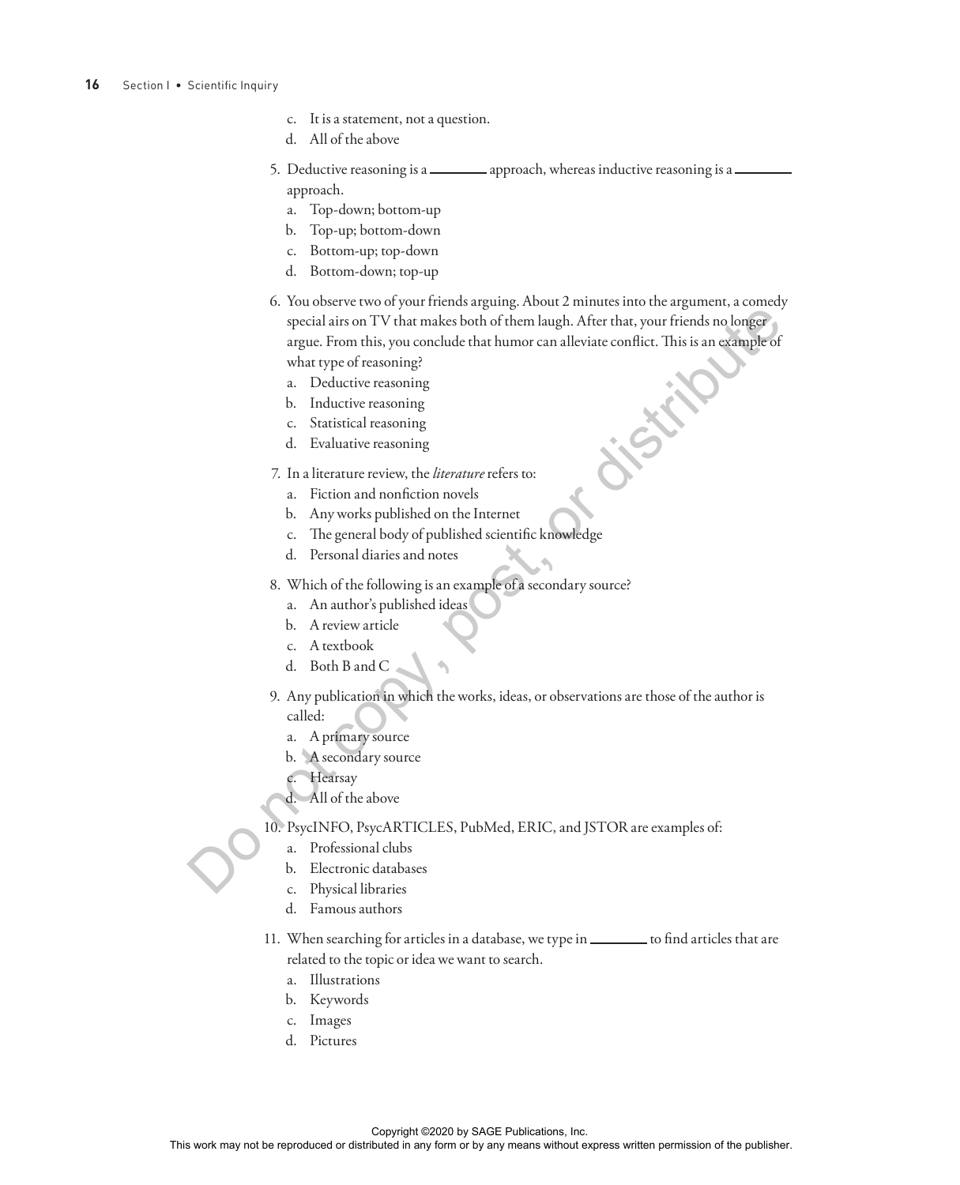c. It is a statement, not a question.
d. All of the above

5. Deductive reasoning is a ________ approach, whereas inductive reasoning is a ________ approach.
   a. Top-down; bottom-up
   b. Top-up; bottom-down
   c. Bottom-up; top-down
   d. Bottom-down; top-up

6. You observe two of your friends arguing. About 2 minutes into the argument, a comedy special airs on TV that makes both of them laugh. After that, your friends no longer argue. From this, you conclude that humor can alleviate conflict. This is an example of what type of reasoning?
   a. Deductive reasoning
   b. Inductive reasoning
   c. Statistical reasoning
   d. Evaluative reasoning

7. In a literature review, the *literature* refers to:
   a. Fiction and nonfiction novels
   b. Any works published on the Internet
   c. The general body of published scientific knowledge
   d. Personal diaries and notes

8. Which of the following is an example of a secondary source?
   a. An author's published ideas
   b. A review article
   c. A textbook
   d. Both B and C

9. Any publication in which the works, ideas, or observations are those of the author is called:
   a. A primary source
   b. A secondary source
   c. Hearsay
   d. All of the above

10. PsycINFO, PsycARTICLES, PubMed, ERIC, and JSTOR are examples of:
    a. Professional clubs
    b. Electronic databases
    c. Physical libraries
    d. Famous authors

11. When searching for articles in a database, we type in ________ to find articles that are related to the topic or idea we want to search.
    a. Illustrations
    b. Keywords
    c. Images
    d. Pictures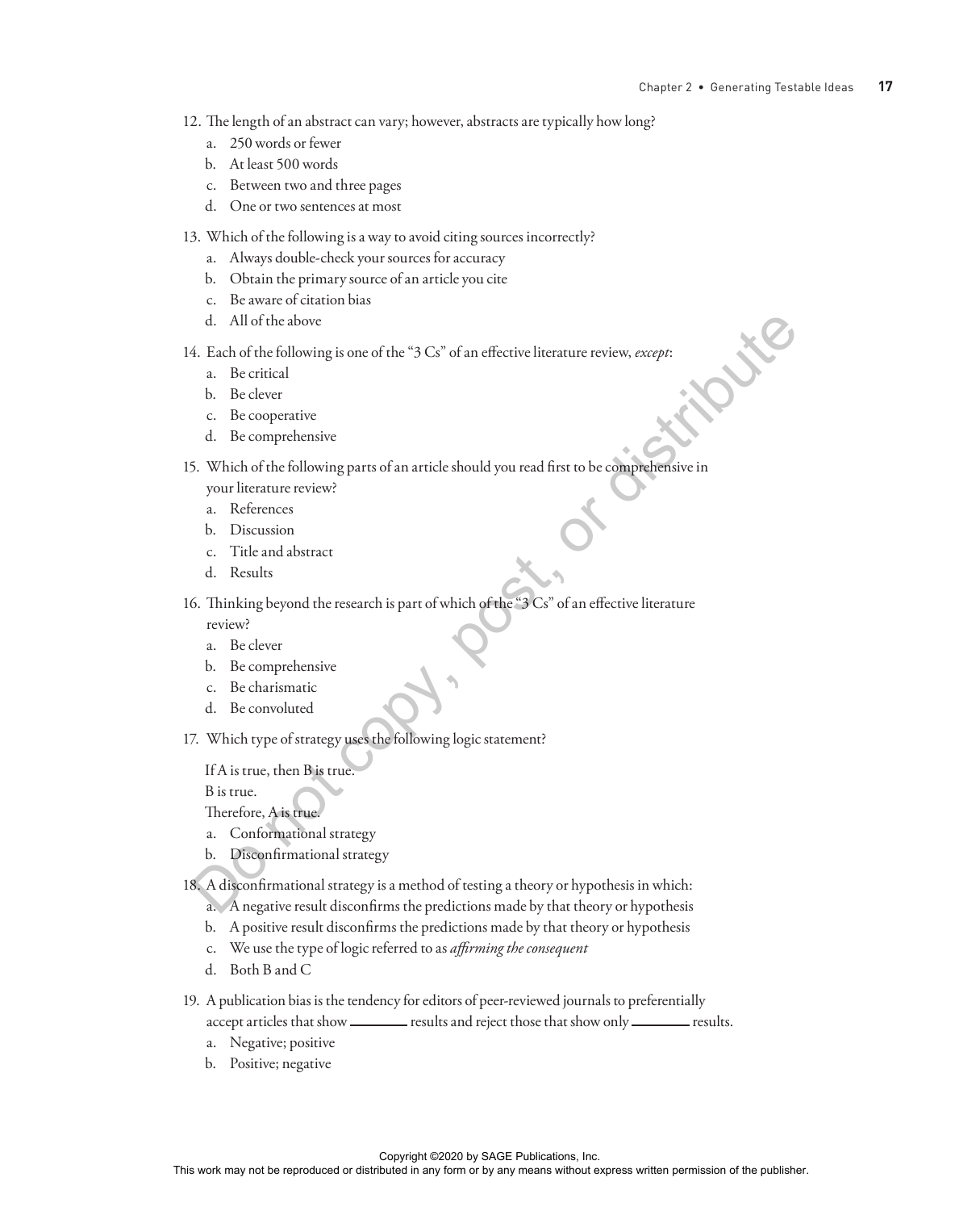12. The length of an abstract can vary; however, abstracts are typically how long?
    a. 250 words or fewer
    b. At least 500 words
    c. Between two and three pages
    d. One or two sentences at most

13. Which of the following is a way to avoid citing sources incorrectly?
    a. Always double-check your sources for accuracy
    b. Obtain the primary source of an article you cite
    c. Be aware of citation bias
    d. All of the above

14. Each of the following is one of the "3 Cs" of an effective literature review, *except*:
    a. Be critical
    b. Be clever
    c. Be cooperative
    d. Be comprehensive

15. Which of the following parts of an article should you read first to be comprehensive in your literature review?
    a. References
    b. Discussion
    c. Title and abstract
    d. Results

16. Thinking beyond the research is part of which of the "3 Cs" of an effective literature review?
    a. Be clever
    b. Be comprehensive
    c. Be charismatic
    d. Be convoluted

17. Which type of strategy uses the following logic statement?

    If A is true, then B is true.
    B is true.
    Therefore, A is true.

    a. Conformational strategy
    b. Disconfirmational strategy

18. A disconfirmational strategy is a method of testing a theory or hypothesis in which:
    a. A negative result disconfirms the predictions made by that theory or hypothesis
    b. A positive result disconfirms the predictions made by that theory or hypothesis
    c. We use the type of logic referred to as *affirming the consequent*
    d. Both B and C

19. A publication bias is the tendency for editors of peer-reviewed journals to preferentially accept articles that show ________ results and reject those that show only ________ results.
    a. Negative; positive
    b. Positive; negative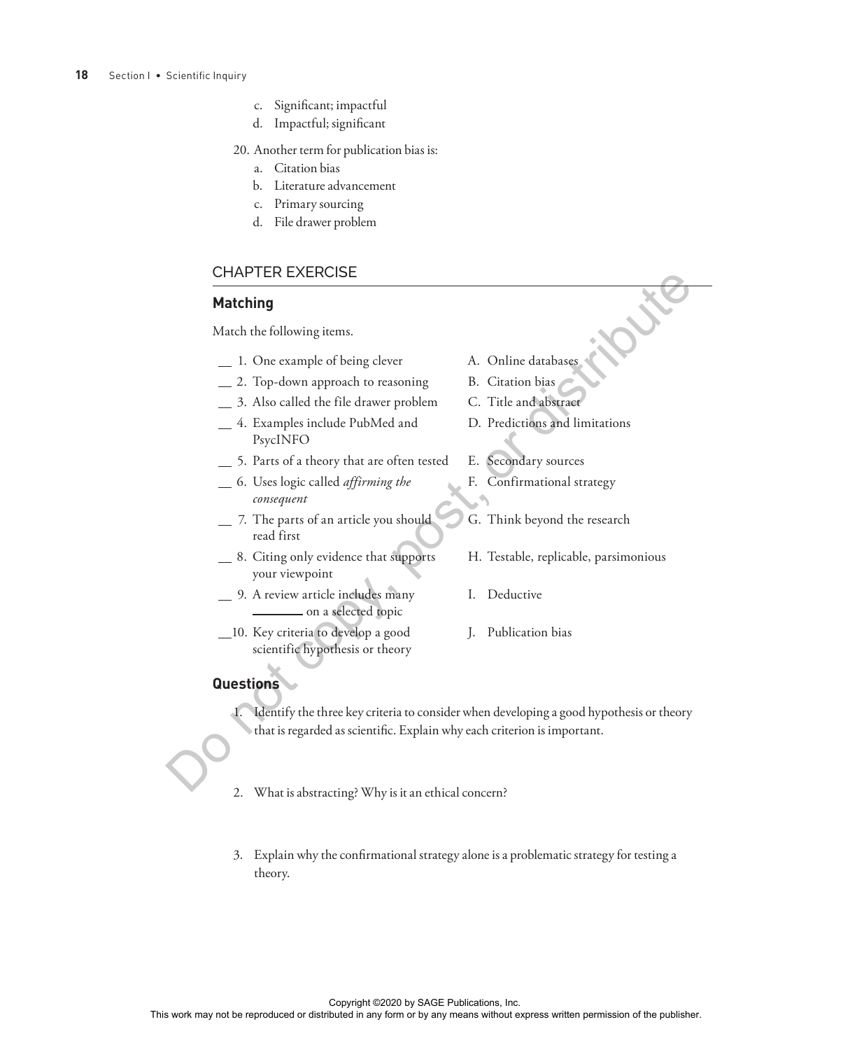c. Significant; impactful
d. Impactful; significant

20. Another term for publication bias is:
    a. Citation bias
    b. Literature advancement
    c. Primary sourcing
    d. File drawer problem

## CHAPTER EXERCISE

### Matching

Match the following items.

| | |
|---|---|
| __ 1. One example of being clever | A. Online databases |
| __ 2. Top-down approach to reasoning | B. Citation bias |
| __ 3. Also called the file drawer problem | C. Title and abstract |
| __ 4. Examples include PubMed and PsycINFO | D. Predictions and limitations |
| __ 5. Parts of a theory that are often tested | E. Secondary sources |
| __ 6. Uses logic called *affirming the consequent* | F. Confirmational strategy |
| __ 7. The parts of an article you should read first | G. Think beyond the research |
| __ 8. Citing only evidence that supports your viewpoint | H. Testable, replicable, parsimonious |
| __ 9. A review article includes many ________ on a selected topic | I. Deductive |
| __10. Key criteria to develop a good scientific hypothesis or theory | J. Publication bias |

### Questions

1. Identify the three key criteria to consider when developing a good hypothesis or theory that is regarded as scientific. Explain why each criterion is important.

2. What is abstracting? Why is it an ethical concern?

3. Explain why the confirmational strategy alone is a problematic strategy for testing a theory.